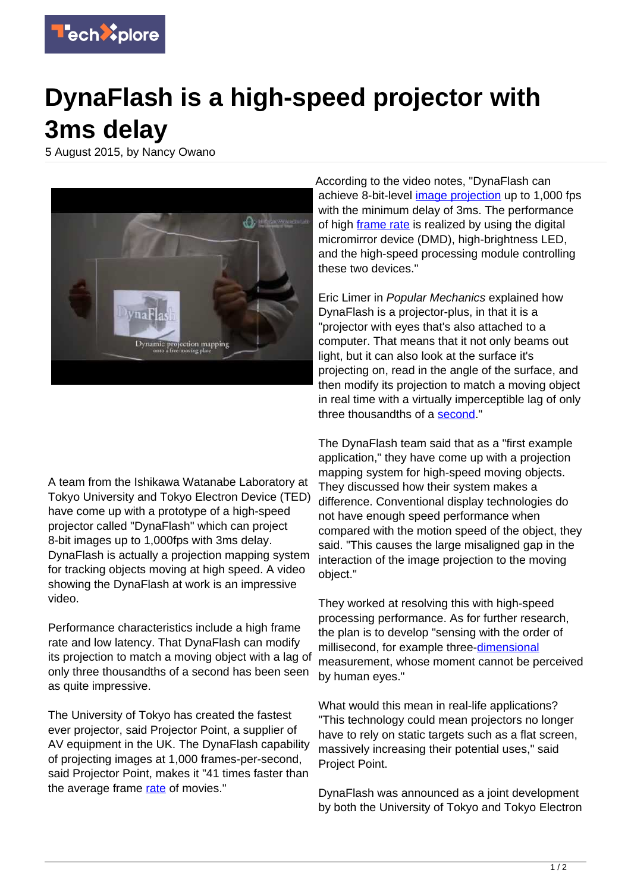# DynaFlash is a high-speed projector with 3ms delay

5 August 2015, by Nancy Owano

A team from the Ishikawa Watanabe Laboratory at Tokyo University and Tokyo Electron Device (TED) have come up with a prototype of a high-speed projector called "DynaFlash" which can project 8-bit images up to 1,000fps with 3ms delay. DynaFlash is actually a projection mapping system for tracking objects moving at high speed. A video showing the DynaFlash at work is an impressive video.

Performance characteristics include a high frame rate and low latency. That DynaFlash can modify its projection to match a moving object with a lag of only three thousandths of a second has been seen as quite impressive.

The University of Tokyo has created the fastest ever projector, said Projector Point, a supplier of AV equipment in the UK. The DynaFlash capability of projecting images at 1,000 frames-per-second, said Projector Point, makes it "41 times faster than the average frame rate of movies."

According to the video notes, "DynaFlash can achieve 8-bit-level image projection up to 1,000 fps with the minimum delay of 3ms. The performance of high frame rate is realized by using the digital micromirror device (DMD), high-brightness LED, and the high-speed processing module controlling these two devices."

Eric Limer in *Popular Mechanics* explained how DynaFlash is a projector-plus, in that it is a "projector with eyes that's also attached to a computer. That means that it not only beams out light, but it can also look at the surface it's projecting on, read in the angle of the surface, and then modify its projection to match a moving object in real time with a virtually imperceptible lag of only three thousandths of a second."

The DynaFlash team said that as a "first example application," they have come up with a projection mapping system for high-speed moving objects. They discussed how their system makes a difference. Conventional display technologies do not have enough speed performance when compared with the motion speed of the object, they said. "This causes the large misaligned gap in the interaction of the image projection to the moving object."

They worked at resolving this with high-speed processing performance. As for further research, the plan is to develop "sensing with the order of millisecond, for example three-dimensional measurement, whose moment cannot be perceived by human eyes."

What would this mean in real-life applications? "This technology could mean projectors no longer have to rely on static targets such as a flat screen, massively increasing their potential uses," said Project Point.

DynaFlash was announced as a joint development by both the University of Tokyo and Tokyo Electron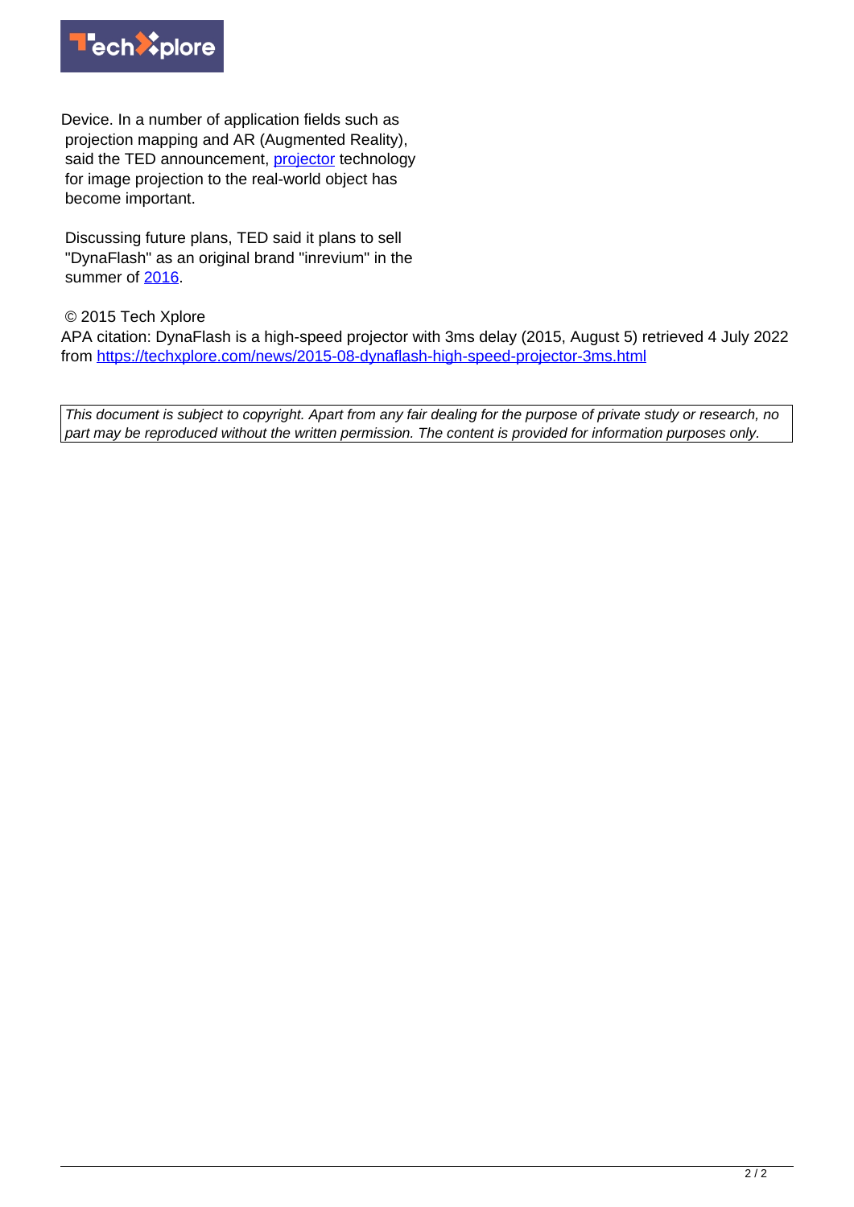Device. In a number of application fields such as projection mapping and AR (Augmented Reality), said the TED announcement, projector technology for image projection to the real-world object has become important.

Discussing future plans, TED said it plans to sell "DynaFlash" as an original brand "inrevium" in the summer of 2016.

© 2015 Tech Xplore

APA citation: DynaFlash is a high-speed projector with 3ms delay (2015, August 5) retrieved 4 July 2022 from https://techxplore.com/news/2015-08-dynaflash-high-speed-projector-3ms.html

*This document is subject to copyright. Apart from any fair dealing for the purpose of private study or research, no part may be reproduced without the written permission. The content is provided for information purposes only.*